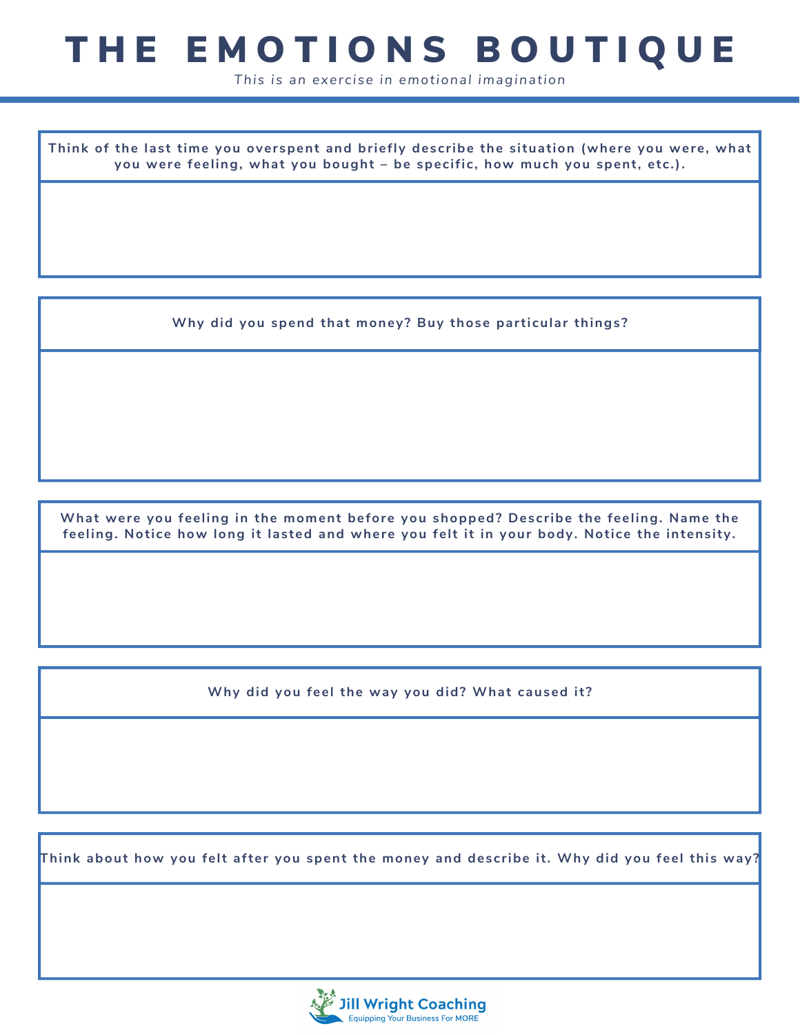# THE EMOTIONS BOUTIQUE

*This is an exercise in emotional imagination*

**Think of the last time you overspent and briefly describe the situation (where you were, what you were feeling, what you bought – be specific, how much you spent, etc.).**

**Why did you spend that money? Buy those particular things?**

**What were you feeling in the moment before you shopped? Describe the feeling. Name the feeling. Notice how long it lasted and where you felt it in your body. Notice the intensity.**

**Why did you feel the way you did? What caused it?**

**Think about how you felt after you spent the money and describe it. Why did you feel this way?**

Jill Wright Coaching
Equipping Your Business For MORE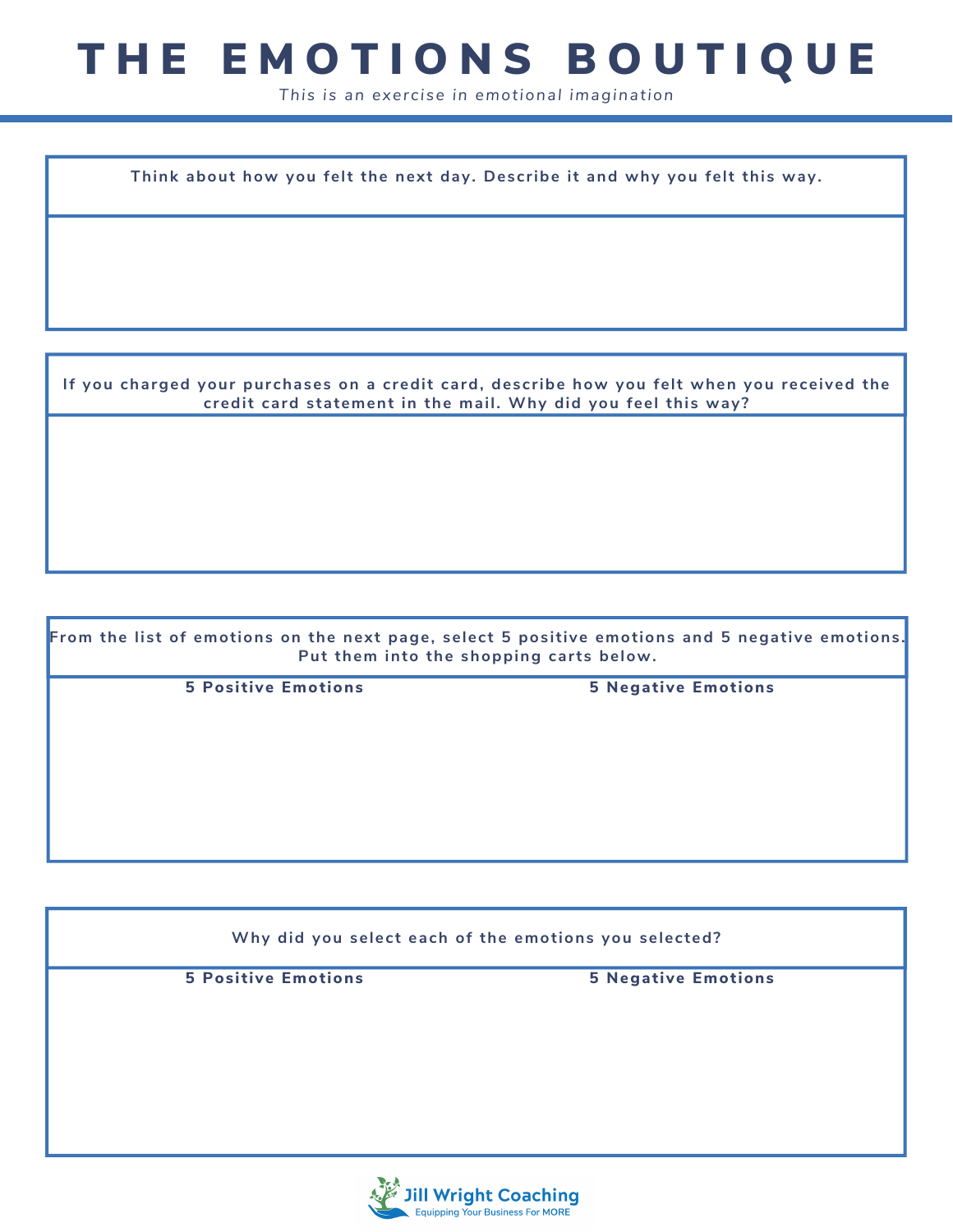# THE EMOTIONS BOUTIQUE

*This is an exercise in emotional imagination*

**Think about how you felt the next day. Describe it and why you felt this way.**

**If you charged your purchases on a credit card, describe how you felt when you received the credit card statement in the mail. Why did you feel this way?**

**From the list of emotions on the next page, select 5 positive emotions and 5 negative emotions. Put them into the shopping carts below.**

| 5 Positive Emotions | 5 Negative Emotions |
| --- | --- |
| | |

**Why did you select each of the emotions you selected?**

| 5 Positive Emotions | 5 Negative Emotions |
| --- | --- |
| | |

Jill Wright Coaching
Equipping Your Business For MORE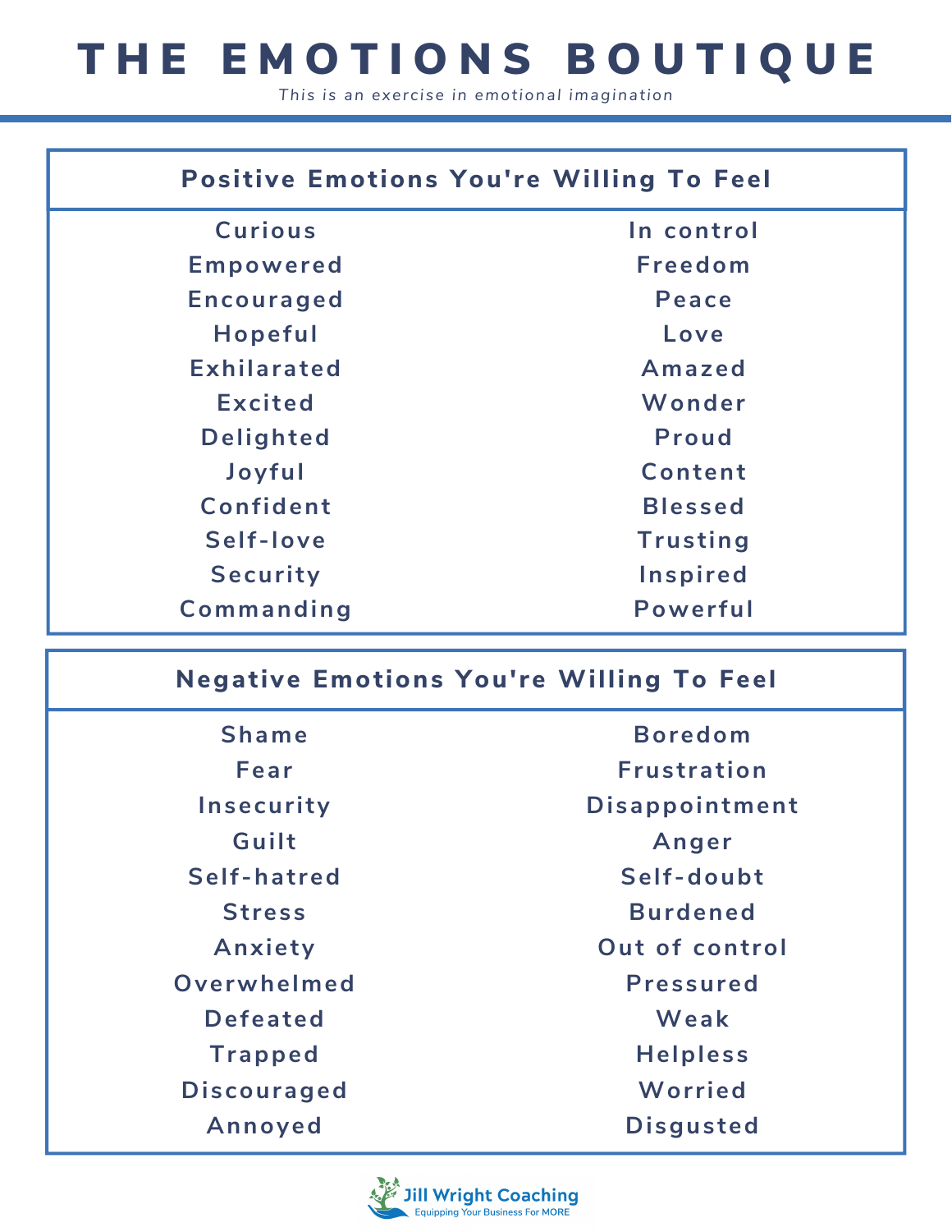# THE EMOTIONS BOUTIQUE

*This is an exercise in emotional imagination*

| Positive Emotions You're Willing To Feel | |
|---|---|
| Curious | In control |
| Empowered | Freedom |
| Encouraged | Peace |
| Hopeful | Love |
| Exhilarated | Amazed |
| Excited | Wonder |
| Delighted | Proud |
| Joyful | Content |
| Confident | Blessed |
| Self-love | Trusting |
| Security | Inspired |
| Commanding | Powerful |

| Negative Emotions You're Willing To Feel | |
|---|---|
| Shame | Boredom |
| Fear | Frustration |
| Insecurity | Disappointment |
| Guilt | Anger |
| Self-hatred | Self-doubt |
| Stress | Burdened |
| Anxiety | Out of control |
| Overwhelmed | Pressured |
| Defeated | Weak |
| Trapped | Helpless |
| Discouraged | Worried |
| Annoyed | Disgusted |

Jill Wright Coaching
Equipping Your Business For MORE